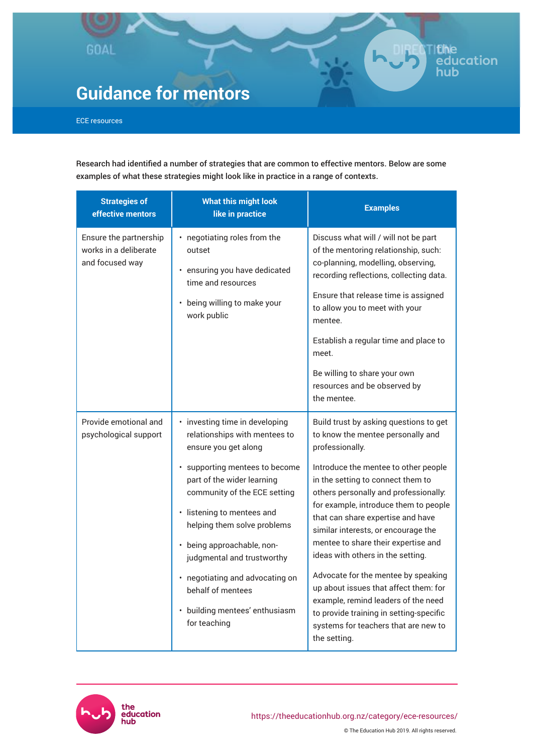# Guidance for mentors

ECE resources

Research had identified a number of strategies that are common to effective mentors. Below are some examples of what these strategies might look like in practice in a range of contexts.

| Strategies of effective mentors | What this might look like in practice | Examples |
|---|---|---|
| Ensure the partnership works in a deliberate and focused way | • negotiating roles from the outset<br>• ensuring you have dedicated time and resources<br>• being willing to make your work public | Discuss what will / will not be part of the mentoring relationship, such: co-planning, modelling, observing, recording reflections, collecting data.<br><br>Ensure that release time is assigned to allow you to meet with your mentee.<br><br>Establish a regular time and place to meet.<br><br>Be willing to share your own resources and be observed by the mentee. |
| Provide emotional and psychological support | • investing time in developing relationships with mentees to ensure you get along<br>• supporting mentees to become part of the wider learning community of the ECE setting<br>• listening to mentees and helping them solve problems<br>• being approachable, non-judgmental and trustworthy<br>• negotiating and advocating on behalf of mentees<br>• building mentees' enthusiasm for teaching | Build trust by asking questions to get to know the mentee personally and professionally.<br><br>Introduce the mentee to other people in the setting to connect them to others personally and professionally: for example, introduce them to people that can share expertise and have similar interests, or encourage the mentee to share their expertise and ideas with others in the setting.<br><br>Advocate for the mentee by speaking up about issues that affect them: for example, remind leaders of the need to provide training in setting-specific systems for teachers that are new to the setting. |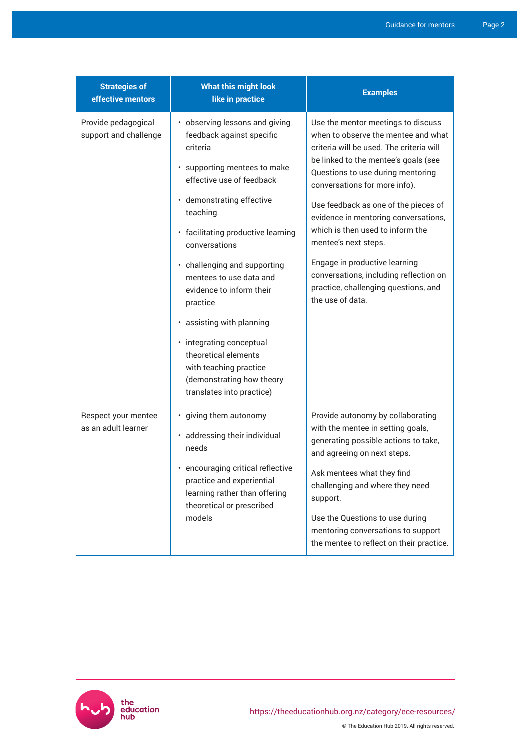| Strategies of effective mentors | What this might look like in practice | Examples |
| --- | --- | --- |
| Provide pedagogical support and challenge | • observing lessons and giving feedback against specific criteria<br>• supporting mentees to make effective use of feedback<br>• demonstrating effective teaching<br>• facilitating productive learning conversations<br>• challenging and supporting mentees to use data and evidence to inform their practice<br>• assisting with planning<br>• integrating conceptual theoretical elements with teaching practice (demonstrating how theory translates into practice) | Use the mentor meetings to discuss when to observe the mentee and what criteria will be used. The criteria will be linked to the mentee's goals (see Questions to use during mentoring conversations for more info).<br><br>Use feedback as one of the pieces of evidence in mentoring conversations, which is then used to inform the mentee's next steps.<br><br>Engage in productive learning conversations, including reflection on practice, challenging questions, and the use of data. |
| Respect your mentee as an adult learner | • giving them autonomy<br>• addressing their individual needs<br>• encouraging critical reflective practice and experiential learning rather than offering theoretical or prescribed models | Provide autonomy by collaborating with the mentee in setting goals, generating possible actions to take, and agreeing on next steps.<br><br>Ask mentees what they find challenging and where they need support.<br><br>Use the Questions to use during mentoring conversations to support the mentee to reflect on their practice. |

https://theeducationhub.org.nz/category/ece-resources/

© The Education Hub 2019. All rights reserved.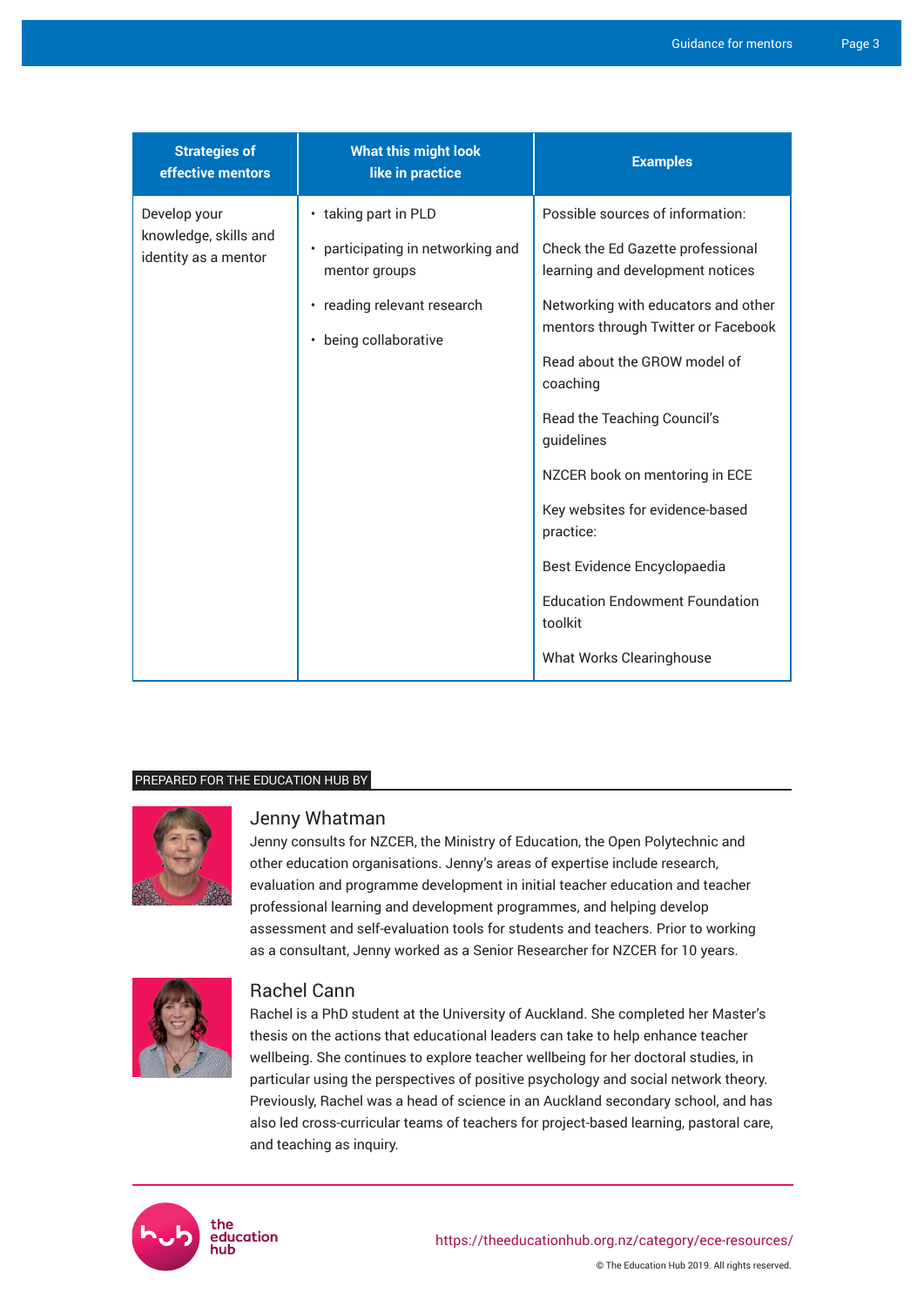| Strategies of effective mentors | What this might look like in practice | Examples |
|---|---|---|
| Develop your knowledge, skills and identity as a mentor | • taking part in PLD<br>• participating in networking and mentor groups<br>• reading relevant research<br>• being collaborative | Possible sources of information:<br><br>Check the Ed Gazette professional learning and development notices<br><br>Networking with educators and other mentors through Twitter or Facebook<br><br>Read about the GROW model of coaching<br><br>Read the Teaching Council's guidelines<br><br>NZCER book on mentoring in ECE<br><br>Key websites for evidence-based practice:<br><br>Best Evidence Encyclopaedia<br><br>Education Endowment Foundation toolkit<br><br>What Works Clearinghouse |

PREPARED FOR THE EDUCATION HUB BY

## Jenny Whatman

Jenny consults for NZCER, the Ministry of Education, the Open Polytechnic and other education organisations. Jenny's areas of expertise include research, evaluation and programme development in initial teacher education and teacher professional learning and development programmes, and helping develop assessment and self-evaluation tools for students and teachers. Prior to working as a consultant, Jenny worked as a Senior Researcher for NZCER for 10 years.

## Rachel Cann

Rachel is a PhD student at the University of Auckland. She completed her Master's thesis on the actions that educational leaders can take to help enhance teacher wellbeing. She continues to explore teacher wellbeing for her doctoral studies, in particular using the perspectives of positive psychology and social network theory. Previously, Rachel was a head of science in an Auckland secondary school, and has also led cross-curricular teams of teachers for project-based learning, pastoral care, and teaching as inquiry.

the education hub

https://theeducationhub.org.nz/category/ece-resources/

© The Education Hub 2019. All rights reserved.